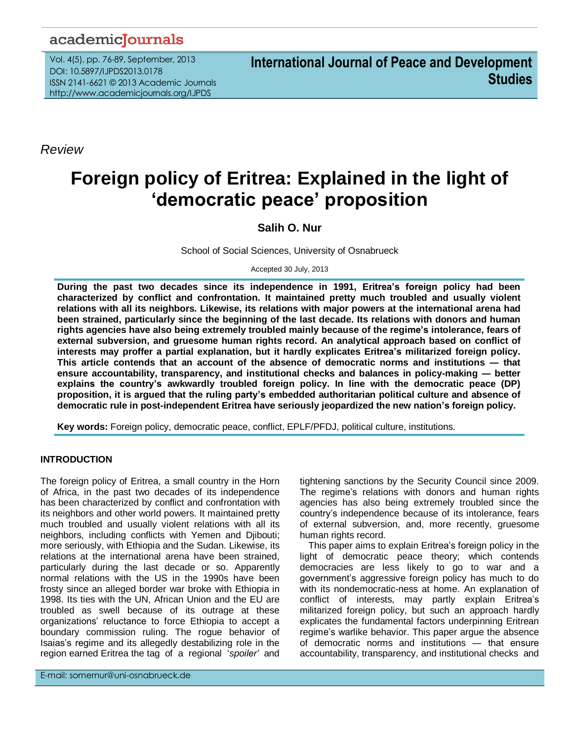Review

# Foreign policy of Eritrea: Explained in the light of 'democratic peace' proposition

**Salih O. Nur**

School of Social Sciences, University of Osnabrueck

Accepted 30 July, 2013

**During the past two decades since its independence in 1991, Eritrea's foreign policy had been characterized by conflict and confrontation. It maintained pretty much troubled and usually violent relations with all its neighbors. Likewise, its relations with major powers at the international arena had been strained, particularly since the beginning of the last decade. Its relations with donors and human rights agencies have also being extremely troubled mainly because of the regime's intolerance, fears of external subversion, and gruesome human rights record. An analytical approach based on conflict of interests may proffer a partial explanation, but it hardly explicates Eritrea's militarized foreign policy. This article contends that an account of the absence of democratic norms and institutions — that ensure accountability, transparency, and institutional checks and balances in policy-making — better explains the country's awkwardly troubled foreign policy. In line with the democratic peace (DP) proposition, it is argued that the ruling party's embedded authoritarian political culture and absence of democratic rule in post-independent Eritrea have seriously jeopardized the new nation's foreign policy.**

**Key words:** Foreign policy, democratic peace, conflict, EPLF/PFDJ, political culture, institutions.

## INTRODUCTION

The foreign policy of Eritrea, a small country in the Horn of Africa, in the past two decades of its independence has been characterized by conflict and confrontation with its neighbors and other world powers. It maintained pretty much troubled and usually violent relations with all its neighbors, including conflicts with Yemen and Djibouti; more seriously, with Ethiopia and the Sudan. Likewise, its relations at the international arena have been strained, particularly during the last decade or so. Apparently normal relations with the US in the 1990s have been frosty since an alleged border war broke with Ethiopia in 1998. Its ties with the UN, African Union and the EU are troubled as swell because of its outrage at these organizations' reluctance to force Ethiopia to accept a boundary commission ruling. The rogue behavior of Isaias's regime and its allegedly destabilizing role in the region earned Eritrea the tag of a regional '*spoiler*' and tightening sanctions by the Security Council since 2009. The regime's relations with donors and human rights agencies has also being extremely troubled since the country's independence because of its intolerance, fears of external subversion, and, more recently, gruesome human rights record.

This paper aims to explain Eritrea's foreign policy in the light of democratic peace theory; which contends democracies are less likely to go to war and a government's aggressive foreign policy has much to do with its nondemocratic-ness at home. An explanation of conflict of interests, may partly explain Eritrea's militarized foreign policy, but such an approach hardly explicates the fundamental factors underpinning Eritrean regime's warlike behavior. This paper argue the absence of democratic norms and institutions — that ensure accountability, transparency, and institutional checks and

E-mail: somernur@uni-osnabrueck.de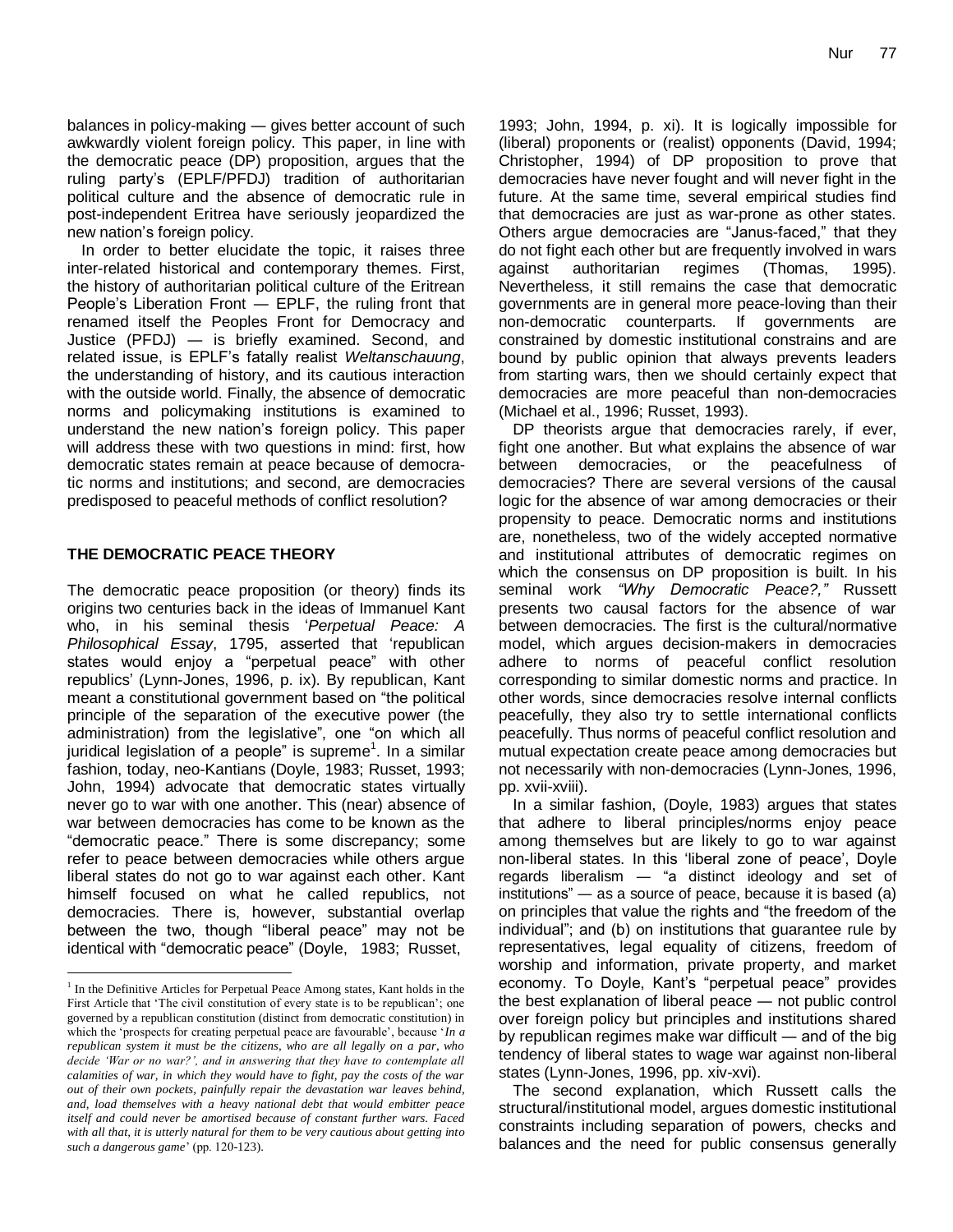balances in policy-making — gives better account of such awkwardly violent foreign policy. This paper, in line with the democratic peace (DP) proposition, argues that the ruling party's (EPLF/PFDJ) tradition of authoritarian political culture and the absence of democratic rule in post-independent Eritrea have seriously jeopardized the new nation's foreign policy.

In order to better elucidate the topic, it raises three inter-related historical and contemporary themes. First, the history of authoritarian political culture of the Eritrean People's Liberation Front — EPLF, the ruling front that renamed itself the Peoples Front for Democracy and Justice (PFDJ) — is briefly examined. Second, and related issue, is EPLF's fatally realist *Weltanschauung*, the understanding of history, and its cautious interaction with the outside world. Finally, the absence of democratic norms and policymaking institutions is examined to understand the new nation's foreign policy. This paper will address these with two questions in mind: first, how democratic states remain at peace because of democratic norms and institutions; and second, are democracies predisposed to peaceful methods of conflict resolution?

## THE DEMOCRATIC PEACE THEORY

The democratic peace proposition (or theory) finds its origins two centuries back in the ideas of Immanuel Kant who, in his seminal thesis '*Perpetual Peace: A Philosophical Essay*, 1795, asserted that 'republican states would enjoy a "perpetual peace" with other republics' (Lynn-Jones, 1996, p. ix). By republican, Kant meant a constitutional government based on "the political principle of the separation of the executive power (the administration) from the legislative", one "on which all juridical legislation of a people" is supreme[1]. In a similar fashion, today, neo-Kantians (Doyle, 1983; Russet, 1993; John, 1994) advocate that democratic states virtually never go to war with one another. This (near) absence of war between democracies has come to be known as the "democratic peace." There is some discrepancy; some refer to peace between democracies while others argue liberal states do not go to war against each other. Kant himself focused on what he called republics, not democracies. There is, however, substantial overlap between the two, though "liberal peace" may not be identical with "democratic peace" (Doyle, 1983; Russet, 1993; John, 1994, p. xi). It is logically impossible for (liberal) proponents or (realist) opponents (David, 1994; Christopher, 1994) of DP proposition to prove that democracies have never fought and will never fight in the future. At the same time, several empirical studies find that democracies are just as war-prone as other states. Others argue democracies are "Janus-faced," that they do not fight each other but are frequently involved in wars against authoritarian regimes (Thomas, 1995). Nevertheless, it still remains the case that democratic governments are in general more peace-loving than their non-democratic counterparts. If governments are constrained by domestic institutional constrains and are bound by public opinion that always prevents leaders from starting wars, then we should certainly expect that democracies are more peaceful than non-democracies (Michael et al., 1996; Russet, 1993).

DP theorists argue that democracies rarely, if ever, fight one another. But what explains the absence of war between democracies, or the peacefulness of democracies? There are several versions of the causal logic for the absence of war among democracies or their propensity to peace. Democratic norms and institutions are, nonetheless, two of the widely accepted normative and institutional attributes of democratic regimes on which the consensus on DP proposition is built. In his seminal work *"Why Democratic Peace?,"* Russett presents two causal factors for the absence of war between democracies. The first is the cultural/normative model, which argues decision-makers in democracies adhere to norms of peaceful conflict resolution corresponding to similar domestic norms and practice. In other words, since democracies resolve internal conflicts peacefully, they also try to settle international conflicts peacefully. Thus norms of peaceful conflict resolution and mutual expectation create peace among democracies but not necessarily with non-democracies (Lynn-Jones, 1996, pp. xvii-xviii).

In a similar fashion, (Doyle, 1983) argues that states that adhere to liberal principles/norms enjoy peace among themselves but are likely to go to war against non-liberal states. In this 'liberal zone of peace', Doyle regards liberalism — "a distinct ideology and set of institutions" — as a source of peace, because it is based (a) on principles that value the rights and "the freedom of the individual"; and (b) on institutions that guarantee rule by representatives, legal equality of citizens, freedom of worship and information, private property, and market economy. To Doyle, Kant's "perpetual peace" provides the best explanation of liberal peace — not public control over foreign policy but principles and institutions shared by republican regimes make war difficult — and of the big tendency of liberal states to wage war against non-liberal states (Lynn-Jones, 1996, pp. xiv-xvi).

The second explanation, which Russett calls the structural/institutional model, argues domestic institutional constraints including separation of powers, checks and balances and the need for public consensus generally

---

[1] In the Definitive Articles for Perpetual Peace Among states, Kant holds in the First Article that 'The civil constitution of every state is to be republican'; one governed by a republican constitution (distinct from democratic constitution) in which the 'prospects for creating perpetual peace are favourable', because '*In a republican system it must be the citizens, who are all legally on a par, who decide 'War or no war?', and in answering that they have to contemplate all calamities of war, in which they would have to fight, pay the costs of the war out of their own pockets, painfully repair the devastation war leaves behind, and, load themselves with a heavy national debt that would embitter peace itself and could never be amortised because of constant further wars. Faced with all that, it is utterly natural for them to be very cautious about getting into such a dangerous game*' (pp. 120-123).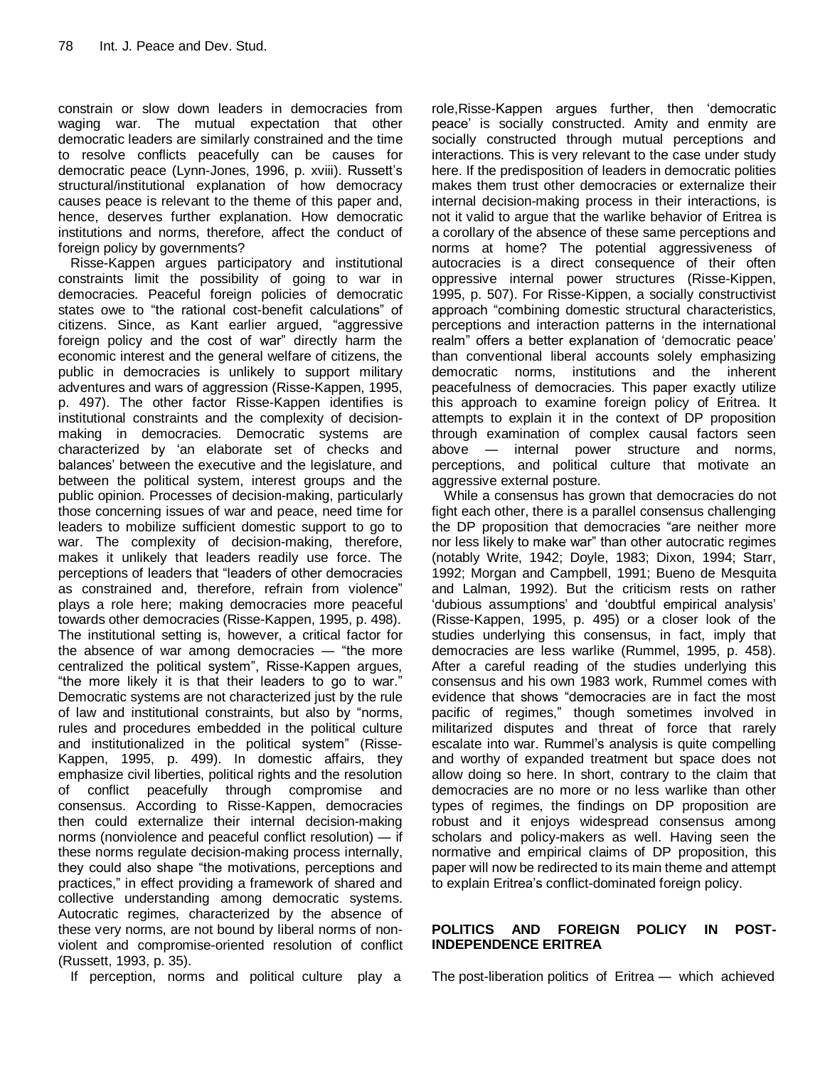constrain or slow down leaders in democracies from waging war. The mutual expectation that other democratic leaders are similarly constrained and the time to resolve conflicts peacefully can be causes for democratic peace (Lynn-Jones, 1996, p. xviii). Russett's structural/institutional explanation of how democracy causes peace is relevant to the theme of this paper and, hence, deserves further explanation. How democratic institutions and norms, therefore, affect the conduct of foreign policy by governments?

Risse-Kappen argues participatory and institutional constraints limit the possibility of going to war in democracies. Peaceful foreign policies of democratic states owe to "the rational cost-benefit calculations" of citizens. Since, as Kant earlier argued, "aggressive foreign policy and the cost of war" directly harm the economic interest and the general welfare of citizens, the public in democracies is unlikely to support military adventures and wars of aggression (Risse-Kappen, 1995, p. 497). The other factor Risse-Kappen identifies is institutional constraints and the complexity of decision-making in democracies. Democratic systems are characterized by 'an elaborate set of checks and balances' between the executive and the legislature, and between the political system, interest groups and the public opinion. Processes of decision-making, particularly those concerning issues of war and peace, need time for leaders to mobilize sufficient domestic support to go to war. The complexity of decision-making, therefore, makes it unlikely that leaders readily use force. The perceptions of leaders that "leaders of other democracies as constrained and, therefore, refrain from violence" plays a role here; making democracies more peaceful towards other democracies (Risse-Kappen, 1995, p. 498). The institutional setting is, however, a critical factor for the absence of war among democracies — "the more centralized the political system", Risse-Kappen argues, "the more likely it is that their leaders to go to war." Democratic systems are not characterized just by the rule of law and institutional constraints, but also by "norms, rules and procedures embedded in the political culture and institutionalized in the political system" (Risse-Kappen, 1995, p. 499). In domestic affairs, they emphasize civil liberties, political rights and the resolution of conflict peacefully through compromise and consensus. According to Risse-Kappen, democracies then could externalize their internal decision-making norms (nonviolence and peaceful conflict resolution) — if these norms regulate decision-making process internally, they could also shape "the motivations, perceptions and practices," in effect providing a framework of shared and collective understanding among democratic systems. Autocratic regimes, characterized by the absence of these very norms, are not bound by liberal norms of non-violent and compromise-oriented resolution of conflict (Russett, 1993, p. 35).

If perception, norms and political culture play a role,Risse-Kappen argues further, then 'democratic peace' is socially constructed. Amity and enmity are socially constructed through mutual perceptions and interactions. This is very relevant to the case under study here. If the predisposition of leaders in democratic polities makes them trust other democracies or externalize their internal decision-making process in their interactions, is not it valid to argue that the warlike behavior of Eritrea is a corollary of the absence of these same perceptions and norms at home? The potential aggressiveness of autocracies is a direct consequence of their often oppressive internal power structures (Risse-Kippen, 1995, p. 507). For Risse-Kippen, a socially constructivist approach "combining domestic structural characteristics, perceptions and interaction patterns in the international realm" offers a better explanation of 'democratic peace' than conventional liberal accounts solely emphasizing democratic norms, institutions and the inherent peacefulness of democracies. This paper exactly utilize this approach to examine foreign policy of Eritrea. It attempts to explain it in the context of DP proposition through examination of complex causal factors seen above — internal power structure and norms, perceptions, and political culture that motivate an aggressive external posture.

While a consensus has grown that democracies do not fight each other, there is a parallel consensus challenging the DP proposition that democracies "are neither more nor less likely to make war" than other autocratic regimes (notably Write, 1942; Doyle, 1983; Dixon, 1994; Starr, 1992; Morgan and Campbell, 1991; Bueno de Mesquita and Lalman, 1992). But the criticism rests on rather 'dubious assumptions' and 'doubtful empirical analysis' (Risse-Kappen, 1995, p. 495) or a closer look of the studies underlying this consensus, in fact, imply that democracies are less warlike (Rummel, 1995, p. 458). After a careful reading of the studies underlying this consensus and his own 1983 work, Rummel comes with evidence that shows "democracies are in fact the most pacific of regimes," though sometimes involved in militarized disputes and threat of force that rarely escalate into war. Rummel's analysis is quite compelling and worthy of expanded treatment but space does not allow doing so here. In short, contrary to the claim that democracies are no more or no less warlike than other types of regimes, the findings on DP proposition are robust and it enjoys widespread consensus among scholars and policy-makers as well. Having seen the normative and empirical claims of DP proposition, this paper will now be redirected to its main theme and attempt to explain Eritrea's conflict-dominated foreign policy.

## POLITICS AND FOREIGN POLICY IN POST-INDEPENDENCE ERITREA

The post-liberation politics of Eritrea — which achieved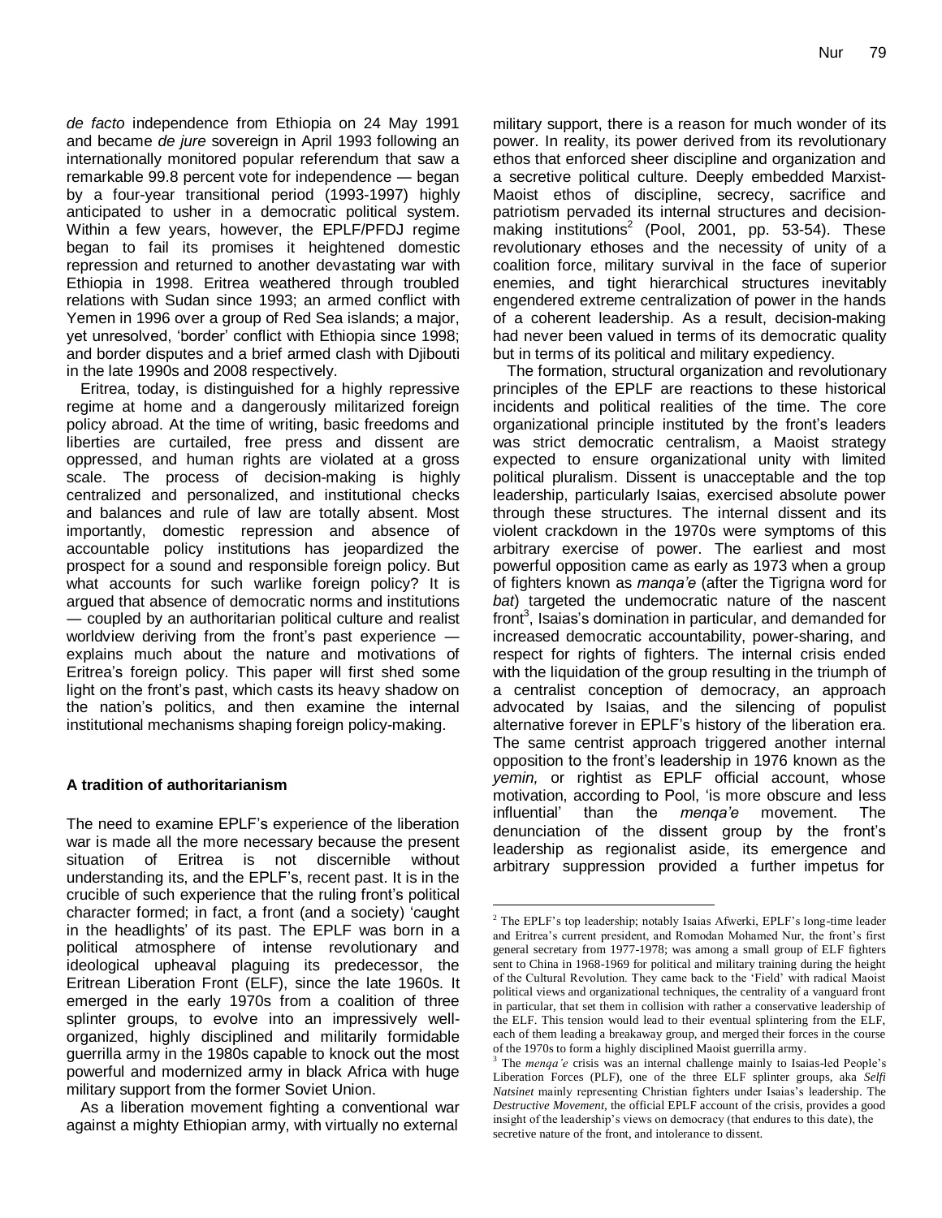*de facto* independence from Ethiopia on 24 May 1991 and became *de jure* sovereign in April 1993 following an internationally monitored popular referendum that saw a remarkable 99.8 percent vote for independence — began by a four-year transitional period (1993-1997) highly anticipated to usher in a democratic political system. Within a few years, however, the EPLF/PFDJ regime began to fail its promises it heightened domestic repression and returned to another devastating war with Ethiopia in 1998. Eritrea weathered through troubled relations with Sudan since 1993; an armed conflict with Yemen in 1996 over a group of Red Sea islands; a major, yet unresolved, 'border' conflict with Ethiopia since 1998; and border disputes and a brief armed clash with Djibouti in the late 1990s and 2008 respectively.

Eritrea, today, is distinguished for a highly repressive regime at home and a dangerously militarized foreign policy abroad. At the time of writing, basic freedoms and liberties are curtailed, free press and dissent are oppressed, and human rights are violated at a gross scale. The process of decision-making is highly centralized and personalized, and institutional checks and balances and rule of law are totally absent. Most importantly, domestic repression and absence of accountable policy institutions has jeopardized the prospect for a sound and responsible foreign policy. But what accounts for such warlike foreign policy? It is argued that absence of democratic norms and institutions — coupled by an authoritarian political culture and realist worldview deriving from the front's past experience — explains much about the nature and motivations of Eritrea's foreign policy. This paper will first shed some light on the front's past, which casts its heavy shadow on the nation's politics, and then examine the internal institutional mechanisms shaping foreign policy-making.

## A tradition of authoritarianism

The need to examine EPLF's experience of the liberation war is made all the more necessary because the present situation of Eritrea is not discernible without understanding its, and the EPLF's, recent past. It is in the crucible of such experience that the ruling front's political character formed; in fact, a front (and a society) 'caught in the headlights' of its past. The EPLF was born in a political atmosphere of intense revolutionary and ideological upheaval plaguing its predecessor, the Eritrean Liberation Front (ELF), since the late 1960s. It emerged in the early 1970s from a coalition of three splinter groups, to evolve into an impressively well-organized, highly disciplined and militarily formidable guerrilla army in the 1980s capable to knock out the most powerful and modernized army in black Africa with huge military support from the former Soviet Union.

As a liberation movement fighting a conventional war against a mighty Ethiopian army, with virtually no external military support, there is a reason for much wonder of its power. In reality, its power derived from its revolutionary ethos that enforced sheer discipline and organization and a secretive political culture. Deeply embedded Marxist-Maoist ethos of discipline, secrecy, sacrifice and patriotism pervaded its internal structures and decision-making institutions[2] (Pool, 2001, pp. 53-54). These revolutionary ethoses and the necessity of unity of a coalition force, military survival in the face of superior enemies, and tight hierarchical structures inevitably engendered extreme centralization of power in the hands of a coherent leadership. As a result, decision-making had never been valued in terms of its democratic quality but in terms of its political and military expediency.

The formation, structural organization and revolutionary principles of the EPLF are reactions to these historical incidents and political realities of the time. The core organizational principle instituted by the front's leaders was strict democratic centralism, a Maoist strategy expected to ensure organizational unity with limited political pluralism. Dissent is unacceptable and the top leadership, particularly Isaias, exercised absolute power through these structures. The internal dissent and its violent crackdown in the 1970s were symptoms of this arbitrary exercise of power. The earliest and most powerful opposition came as early as 1973 when a group of fighters known as *manqa'e* (after the Tigrigna word for *bat*) targeted the undemocratic nature of the nascent front[3], Isaias's domination in particular, and demanded for increased democratic accountability, power-sharing, and respect for rights of fighters. The internal crisis ended with the liquidation of the group resulting in the triumph of a centralist conception of democracy, an approach advocated by Isaias, and the silencing of populist alternative forever in EPLF's history of the liberation era. The same centrist approach triggered another internal opposition to the front's leadership in 1976 known as the *yemin,* or rightist as EPLF official account, whose motivation, according to Pool, 'is more obscure and less influential' than the *menqa'e* movement. The denunciation of the dissent group by the front's leadership as regionalist aside, its emergence and arbitrary suppression provided a further impetus for

---

[2] The EPLF's top leadership; notably Isaias Afwerki, EPLF's long-time leader and Eritrea's current president, and Romodan Mohamed Nur, the front's first general secretary from 1977-1978; was among a small group of ELF fighters sent to China in 1968-1969 for political and military training during the height of the Cultural Revolution. They came back to the 'Field' with radical Maoist political views and organizational techniques, the centrality of a vanguard front in particular, that set them in collision with rather a conservative leadership of the ELF. This tension would lead to their eventual splintering from the ELF, each of them leading a breakaway group, and merged their forces in the course of the 1970s to form a highly disciplined Maoist guerrilla army.

[3] The *menqa'e* crisis was an internal challenge mainly to Isaias-led People's Liberation Forces (PLF), one of the three ELF splinter groups, aka *Selfi Natsinet* mainly representing Christian fighters under Isaias's leadership. The *Destructive Movement*, the official EPLF account of the crisis, provides a good insight of the leadership's views on democracy (that endures to this date), the secretive nature of the front, and intolerance to dissent.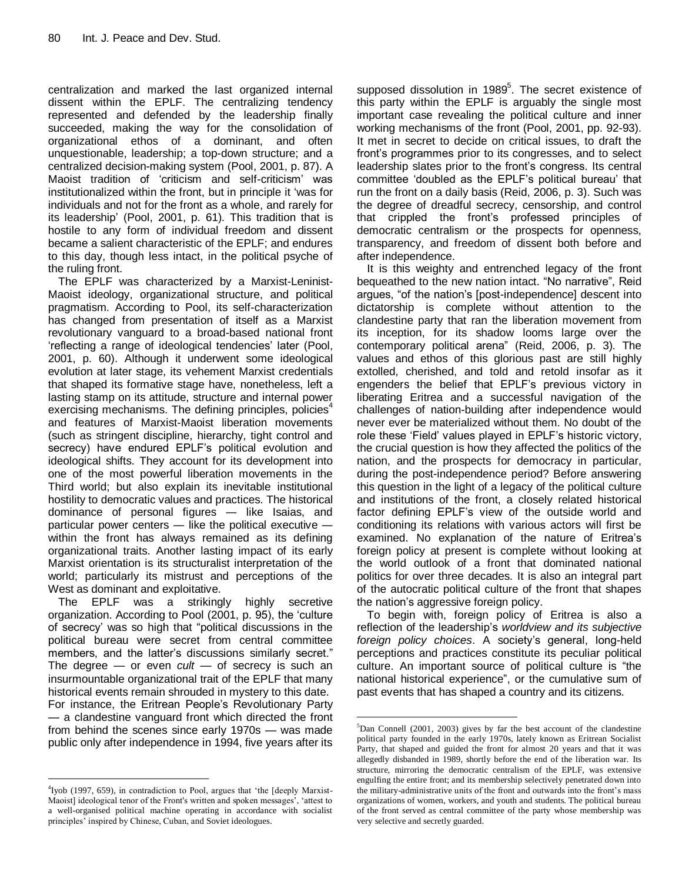centralization and marked the last organized internal dissent within the EPLF. The centralizing tendency represented and defended by the leadership finally succeeded, making the way for the consolidation of organizational ethos of a dominant, and often unquestionable, leadership; a top-down structure; and a centralized decision-making system (Pool, 2001, p. 87). A Maoist tradition of 'criticism and self-criticism' was institutionalized within the front, but in principle it 'was for individuals and not for the front as a whole, and rarely for its leadership' (Pool, 2001, p. 61). This tradition that is hostile to any form of individual freedom and dissent became a salient characteristic of the EPLF; and endures to this day, though less intact, in the political psyche of the ruling front.

The EPLF was characterized by a Marxist-Leninist-Maoist ideology, organizational structure, and political pragmatism. According to Pool, its self-characterization has changed from presentation of itself as a Marxist revolutionary vanguard to a broad-based national front 'reflecting a range of ideological tendencies' later (Pool, 2001, p. 60). Although it underwent some ideological evolution at later stage, its vehement Marxist credentials that shaped its formative stage have, nonetheless, left a lasting stamp on its attitude, structure and internal power exercising mechanisms. The defining principles, policies[4] and features of Marxist-Maoist liberation movements (such as stringent discipline, hierarchy, tight control and secrecy) have endured EPLF's political evolution and ideological shifts. They account for its development into one of the most powerful liberation movements in the Third world; but also explain its inevitable institutional hostility to democratic values and practices. The historical dominance of personal figures — like Isaias, and particular power centers — like the political executive — within the front has always remained as its defining organizational traits. Another lasting impact of its early Marxist orientation is its structuralist interpretation of the world; particularly its mistrust and perceptions of the West as dominant and exploitative.

The EPLF was a strikingly highly secretive organization. According to Pool (2001, p. 95), the 'culture of secrecy' was so high that "political discussions in the political bureau were secret from central committee members, and the latter's discussions similarly secret." The degree — or even *cult* — of secrecy is such an insurmountable organizational trait of the EPLF that many historical events remain shrouded in mystery to this date. For instance, the Eritrean People's Revolutionary Party — a clandestine vanguard front which directed the front from behind the scenes since early 1970s — was made public only after independence in 1994, five years after its supposed dissolution in 1989[5]. The secret existence of this party within the EPLF is arguably the single most important case revealing the political culture and inner working mechanisms of the front (Pool, 2001, pp. 92-93). It met in secret to decide on critical issues, to draft the front's programmes prior to its congresses, and to select leadership slates prior to the front's congress. Its central committee 'doubled as the EPLF's political bureau' that run the front on a daily basis (Reid, 2006, p. 3). Such was the degree of dreadful secrecy, censorship, and control that crippled the front's professed principles of democratic centralism or the prospects for openness, transparency, and freedom of dissent both before and after independence.

It is this weighty and entrenched legacy of the front bequeathed to the new nation intact. "No narrative", Reid argues, "of the nation's [post-independence] descent into dictatorship is complete without attention to the clandestine party that ran the liberation movement from its inception, for its shadow looms large over the contemporary political arena" (Reid, 2006, p. 3). The values and ethos of this glorious past are still highly extolled, cherished, and told and retold insofar as it engenders the belief that EPLF's previous victory in liberating Eritrea and a successful navigation of the challenges of nation-building after independence would never ever be materialized without them. No doubt of the role these 'Field' values played in EPLF's historic victory, the crucial question is how they affected the politics of the nation, and the prospects for democracy in particular, during the post-independence period? Before answering this question in the light of a legacy of the political culture and institutions of the front, a closely related historical factor defining EPLF's view of the outside world and conditioning its relations with various actors will first be examined. No explanation of the nature of Eritrea's foreign policy at present is complete without looking at the world outlook of a front that dominated national politics for over three decades. It is also an integral part of the autocratic political culture of the front that shapes the nation's aggressive foreign policy.

To begin with, foreign policy of Eritrea is also a reflection of the leadership's *worldview and its subjective foreign policy choices*. A society's general, long-held perceptions and practices constitute its peculiar political culture. An important source of political culture is "the national historical experience", or the cumulative sum of past events that has shaped a country and its citizens.

---

[4] Iyob (1997, 659), in contradiction to Pool, argues that 'the [deeply Marxist-Maoist] ideological tenor of the Front's written and spoken messages', 'attest to a well-organised political machine operating in accordance with socialist principles' inspired by Chinese, Cuban, and Soviet ideologues.

[5] Dan Connell (2001, 2003) gives by far the best account of the clandestine political party founded in the early 1970s, lately known as Eritrean Socialist Party, that shaped and guided the front for almost 20 years and that it was allegedly disbanded in 1989, shortly before the end of the liberation war. Its structure, mirroring the democratic centralism of the EPLF, was extensive engulfing the entire front; and its membership selectively penetrated down into the military-administrative units of the front and outwards into the front's mass organizations of women, workers, and youth and students. The political bureau of the front served as central committee of the party whose membership was very selective and secretly guarded.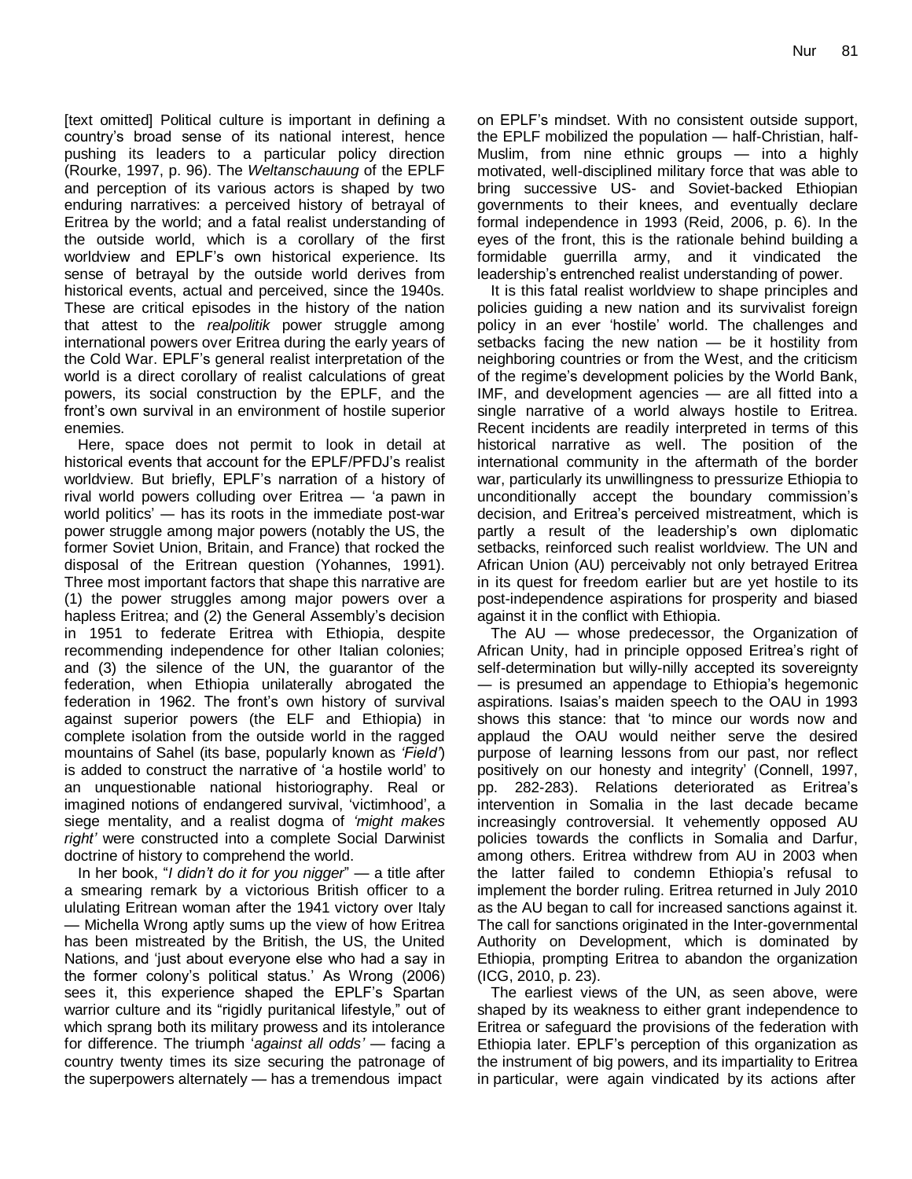[text omitted] Political culture is important in defining a country's broad sense of its national interest, hence pushing its leaders to a particular policy direction (Rourke, 1997, p. 96). The *Weltanschauung* of the EPLF and perception of its various actors is shaped by two enduring narratives: a perceived history of betrayal of Eritrea by the world; and a fatal realist understanding of the outside world, which is a corollary of the first worldview and EPLF's own historical experience. Its sense of betrayal by the outside world derives from historical events, actual and perceived, since the 1940s. These are critical episodes in the history of the nation that attest to the *realpolitik* power struggle among international powers over Eritrea during the early years of the Cold War. EPLF's general realist interpretation of the world is a direct corollary of realist calculations of great powers, its social construction by the EPLF, and the front's own survival in an environment of hostile superior enemies.

Here, space does not permit to look in detail at historical events that account for the EPLF/PFDJ's realist worldview. But briefly, EPLF's narration of a history of rival world powers colluding over Eritrea — 'a pawn in world politics' — has its roots in the immediate post-war power struggle among major powers (notably the US, the former Soviet Union, Britain, and France) that rocked the disposal of the Eritrean question (Yohannes, 1991). Three most important factors that shape this narrative are (1) the power struggles among major powers over a hapless Eritrea; and (2) the General Assembly's decision in 1951 to federate Eritrea with Ethiopia, despite recommending independence for other Italian colonies; and (3) the silence of the UN, the guarantor of the federation, when Ethiopia unilaterally abrogated the federation in 1962. The front's own history of survival against superior powers (the ELF and Ethiopia) in complete isolation from the outside world in the ragged mountains of Sahel (its base, popularly known as *'Field'*) is added to construct the narrative of 'a hostile world' to an unquestionable national historiography. Real or imagined notions of endangered survival, 'victimhood', a siege mentality, and a realist dogma of *'might makes right'* were constructed into a complete Social Darwinist doctrine of history to comprehend the world.

In her book, "*I didn't do it for you nigger*" — a title after a smearing remark by a victorious British officer to a ululating Eritrean woman after the 1941 victory over Italy — Michella Wrong aptly sums up the view of how Eritrea has been mistreated by the British, the US, the United Nations, and 'just about everyone else who had a say in the former colony's political status.' As Wrong (2006) sees it, this experience shaped the EPLF's Spartan warrior culture and its "rigidly puritanical lifestyle," out of which sprang both its military prowess and its intolerance for difference. The triumph '*against all odds'* — facing a country twenty times its size securing the patronage of the superpowers alternately — has a tremendous impact on EPLF's mindset. With no consistent outside support, the EPLF mobilized the population — half-Christian, half-Muslim, from nine ethnic groups — into a highly motivated, well-disciplined military force that was able to bring successive US- and Soviet-backed Ethiopian governments to their knees, and eventually declare formal independence in 1993 (Reid, 2006, p. 6). In the eyes of the front, this is the rationale behind building a formidable guerrilla army, and it vindicated the leadership's entrenched realist understanding of power.

It is this fatal realist worldview to shape principles and policies guiding a new nation and its survivalist foreign policy in an ever 'hostile' world. The challenges and setbacks facing the new nation — be it hostility from neighboring countries or from the West, and the criticism of the regime's development policies by the World Bank, IMF, and development agencies — are all fitted into a single narrative of a world always hostile to Eritrea. Recent incidents are readily interpreted in terms of this historical narrative as well. The position of the international community in the aftermath of the border war, particularly its unwillingness to pressurize Ethiopia to unconditionally accept the boundary commission's decision, and Eritrea's perceived mistreatment, which is partly a result of the leadership's own diplomatic setbacks, reinforced such realist worldview. The UN and African Union (AU) perceivably not only betrayed Eritrea in its quest for freedom earlier but are yet hostile to its post-independence aspirations for prosperity and biased against it in the conflict with Ethiopia.

The AU — whose predecessor, the Organization of African Unity, had in principle opposed Eritrea's right of self-determination but willy-nilly accepted its sovereignty — is presumed an appendage to Ethiopia's hegemonic aspirations. Isaias's maiden speech to the OAU in 1993 shows this stance: that 'to mince our words now and applaud the OAU would neither serve the desired purpose of learning lessons from our past, nor reflect positively on our honesty and integrity' (Connell, 1997, pp. 282-283). Relations deteriorated as Eritrea's intervention in Somalia in the last decade became increasingly controversial. It vehemently opposed AU policies towards the conflicts in Somalia and Darfur, among others. Eritrea withdrew from AU in 2003 when the latter failed to condemn Ethiopia's refusal to implement the border ruling. Eritrea returned in July 2010 as the AU began to call for increased sanctions against it. The call for sanctions originated in the Inter-governmental Authority on Development, which is dominated by Ethiopia, prompting Eritrea to abandon the organization (ICG, 2010, p. 23).

The earliest views of the UN, as seen above, were shaped by its weakness to either grant independence to Eritrea or safeguard the provisions of the federation with Ethiopia later. EPLF's perception of this organization as the instrument of big powers, and its impartiality to Eritrea in particular, were again vindicated by its actions after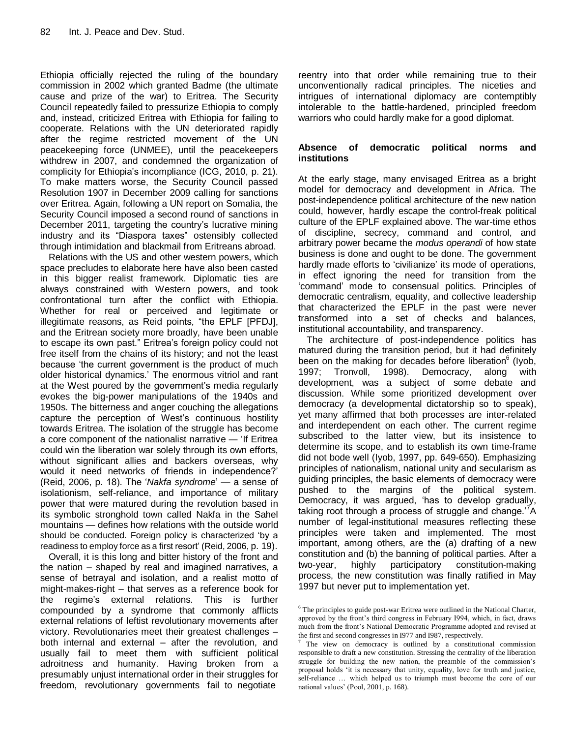Ethiopia officially rejected the ruling of the boundary commission in 2002 which granted Badme (the ultimate cause and prize of the war) to Eritrea. The Security Council repeatedly failed to pressurize Ethiopia to comply and, instead, criticized Eritrea with Ethiopia for failing to cooperate. Relations with the UN deteriorated rapidly after the regime restricted movement of the UN peacekeeping force (UNMEE), until the peacekeepers withdrew in 2007, and condemned the organization of complicity for Ethiopia's incompliance (ICG, 2010, p. 21). To make matters worse, the Security Council passed Resolution 1907 in December 2009 calling for sanctions over Eritrea. Again, following a UN report on Somalia, the Security Council imposed a second round of sanctions in December 2011, targeting the country's lucrative mining industry and its "Diaspora taxes" ostensibly collected through intimidation and blackmail from Eritreans abroad.

Relations with the US and other western powers, which space precludes to elaborate here have also been casted in this bigger realist framework. Diplomatic ties are always constrained with Western powers, and took confrontational turn after the conflict with Ethiopia. Whether for real or perceived and legitimate or illegitimate reasons, as Reid points, "the EPLF [PFDJ], and the Eritrean society more broadly, have been unable to escape its own past." Eritrea's foreign policy could not free itself from the chains of its history; and not the least because 'the current government is the product of much older historical dynamics.' The enormous vitriol and rant at the West poured by the government's media regularly evokes the big-power manipulations of the 1940s and 1950s. The bitterness and anger couching the allegations capture the perception of West's continuous hostility towards Eritrea. The isolation of the struggle has become a core component of the nationalist narrative — 'If Eritrea could win the liberation war solely through its own efforts, without significant allies and backers overseas, why would it need networks of friends in independence?' (Reid, 2006, p. 18). The '*Nakfa syndrome*' — a sense of isolationism, self-reliance, and importance of military power that were matured during the revolution based in its symbolic stronghold town called Nakfa in the Sahel mountains — defines how relations with the outside world should be conducted. Foreign policy is characterized 'by a readiness to employ force as a first resort' (Reid, 2006, p. 19).

Overall, it is this long and bitter history of the front and the nation – shaped by real and imagined narratives, a sense of betrayal and isolation, and a realist motto of might-makes-right – that serves as a reference book for the regime's external relations. This is further compounded by a syndrome that commonly afflicts external relations of leftist revolutionary movements after victory. Revolutionaries meet their greatest challenges – both internal and external – after the revolution, and usually fail to meet them with sufficient political adroitness and humanity. Having broken from a presumably unjust international order in their struggles for freedom, revolutionary governments fail to negotiate reentry into that order while remaining true to their unconventionally radical principles. The niceties and intrigues of international diplomacy are contemptibly intolerable to the battle-hardened, principled freedom warriors who could hardly make for a good diplomat.

### Absence of democratic political norms and institutions

At the early stage, many envisaged Eritrea as a bright model for democracy and development in Africa. The post-independence political architecture of the new nation could, however, hardly escape the control-freak political culture of the EPLF explained above. The war-time ethos of discipline, secrecy, command and control, and arbitrary power became the *modus operandi* of how state business is done and ought to be done. The government hardly made efforts to 'civilianize' its mode of operations, in effect ignoring the need for transition from the 'command' mode to consensual politics. Principles of democratic centralism, equality, and collective leadership that characterized the EPLF in the past were never transformed into a set of checks and balances, institutional accountability, and transparency.

The architecture of post-independence politics has matured during the transition period, but it had definitely been on the making for decades before liberation[6] (Iyob, 1997; Tronvoll, 1998). Democracy, along with development, was a subject of some debate and discussion. While some prioritized development over democracy (a developmental dictatorship so to speak), yet many affirmed that both processes are inter-related and interdependent on each other. The current regime subscribed to the latter view, but its insistence to determine its scope, and to establish its own time-frame did not bode well (Iyob, 1997, pp. 649-650). Emphasizing principles of nationalism, national unity and secularism as guiding principles, the basic elements of democracy were pushed to the margins of the political system. Democracy, it was argued, 'has to develop gradually, taking root through a process of struggle and change.'[7] A number of legal-institutional measures reflecting these principles were taken and implemented. The most important, among others, are the (a) drafting of a new constitution and (b) the banning of political parties. After a two-year, highly participatory constitution-making process, the new constitution was finally ratified in May 1997 but never put to implementation yet.

---

[6] The principles to guide post-war Eritrea were outlined in the National Charter, approved by the front's third congress in February I994, which, in fact, draws much from the front's National Democratic Programme adopted and revised at the first and second congresses in I977 and I987, respectively.

[7] The view on democracy is outlined by a constitutional commission responsible to draft a new constitution. Stressing the centrality of the liberation struggle for building the new nation, the preamble of the commission's proposal holds 'it is necessary that unity, equality, love for truth and justice, self-reliance … which helped us to triumph must become the core of our national values' (Pool, 2001, p. 168).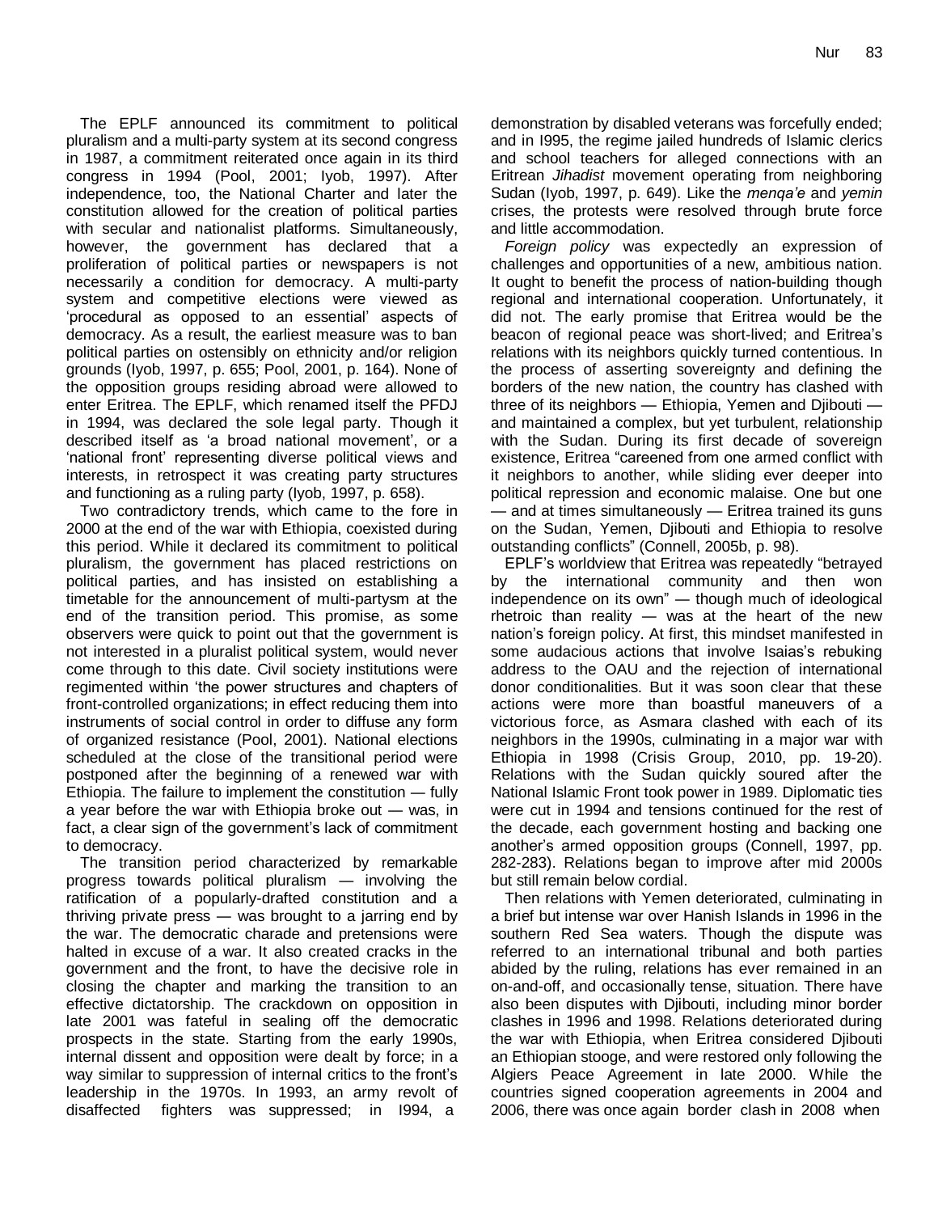The EPLF announced its commitment to political pluralism and a multi-party system at its second congress in 1987, a commitment reiterated once again in its third congress in 1994 (Pool, 2001; Iyob, 1997). After independence, too, the National Charter and later the constitution allowed for the creation of political parties with secular and nationalist platforms. Simultaneously, however, the government has declared that a proliferation of political parties or newspapers is not necessarily a condition for democracy. A multi-party system and competitive elections were viewed as 'procedural as opposed to an essential' aspects of democracy. As a result, the earliest measure was to ban political parties on ostensibly on ethnicity and/or religion grounds (Iyob, 1997, p. 655; Pool, 2001, p. 164). None of the opposition groups residing abroad were allowed to enter Eritrea. The EPLF, which renamed itself the PFDJ in 1994, was declared the sole legal party. Though it described itself as 'a broad national movement', or a 'national front' representing diverse political views and interests, in retrospect it was creating party structures and functioning as a ruling party (Iyob, 1997, p. 658).

Two contradictory trends, which came to the fore in 2000 at the end of the war with Ethiopia, coexisted during this period. While it declared its commitment to political pluralism, the government has placed restrictions on political parties, and has insisted on establishing a timetable for the announcement of multi-partysm at the end of the transition period. This promise, as some observers were quick to point out that the government is not interested in a pluralist political system, would never come through to this date. Civil society institutions were regimented within 'the power structures and chapters of front-controlled organizations; in effect reducing them into instruments of social control in order to diffuse any form of organized resistance (Pool, 2001). National elections scheduled at the close of the transitional period were postponed after the beginning of a renewed war with Ethiopia. The failure to implement the constitution — fully a year before the war with Ethiopia broke out — was, in fact, a clear sign of the government's lack of commitment to democracy.

The transition period characterized by remarkable progress towards political pluralism — involving the ratification of a popularly-drafted constitution and a thriving private press — was brought to a jarring end by the war. The democratic charade and pretensions were halted in excuse of a war. It also created cracks in the government and the front, to have the decisive role in closing the chapter and marking the transition to an effective dictatorship. The crackdown on opposition in late 2001 was fateful in sealing off the democratic prospects in the state. Starting from the early 1990s, internal dissent and opposition were dealt by force; in a way similar to suppression of internal critics to the front's leadership in the 1970s. In 1993, an army revolt of disaffected fighters was suppressed; in I994, a demonstration by disabled veterans was forcefully ended; and in I995, the regime jailed hundreds of Islamic clerics and school teachers for alleged connections with an Eritrean *Jihadist* movement operating from neighboring Sudan (Iyob, 1997, p. 649). Like the *menqa'e* and *yemin* crises, the protests were resolved through brute force and little accommodation.

*Foreign policy* was expectedly an expression of challenges and opportunities of a new, ambitious nation. It ought to benefit the process of nation-building though regional and international cooperation. Unfortunately, it did not. The early promise that Eritrea would be the beacon of regional peace was short-lived; and Eritrea's relations with its neighbors quickly turned contentious. In the process of asserting sovereignty and defining the borders of the new nation, the country has clashed with three of its neighbors — Ethiopia, Yemen and Djibouti — and maintained a complex, but yet turbulent, relationship with the Sudan. During its first decade of sovereign existence, Eritrea "careened from one armed conflict with it neighbors to another, while sliding ever deeper into political repression and economic malaise. One but one — and at times simultaneously — Eritrea trained its guns on the Sudan, Yemen, Djibouti and Ethiopia to resolve outstanding conflicts" (Connell, 2005b, p. 98).

EPLF's worldview that Eritrea was repeatedly "betrayed by the international community and then won independence on its own" — though much of ideological rhetroic than reality — was at the heart of the new nation's foreign policy. At first, this mindset manifested in some audacious actions that involve Isaias's rebuking address to the OAU and the rejection of international donor conditionalities. But it was soon clear that these actions were more than boastful maneuvers of a victorious force, as Asmara clashed with each of its neighbors in the 1990s, culminating in a major war with Ethiopia in 1998 (Crisis Group, 2010, pp. 19-20). Relations with the Sudan quickly soured after the National Islamic Front took power in 1989. Diplomatic ties were cut in 1994 and tensions continued for the rest of the decade, each government hosting and backing one another's armed opposition groups (Connell, 1997, pp. 282-283). Relations began to improve after mid 2000s but still remain below cordial.

Then relations with Yemen deteriorated, culminating in a brief but intense war over Hanish Islands in 1996 in the southern Red Sea waters. Though the dispute was referred to an international tribunal and both parties abided by the ruling, relations has ever remained in an on-and-off, and occasionally tense, situation. There have also been disputes with Djibouti, including minor border clashes in 1996 and 1998. Relations deteriorated during the war with Ethiopia, when Eritrea considered Djibouti an Ethiopian stooge, and were restored only following the Algiers Peace Agreement in late 2000. While the countries signed cooperation agreements in 2004 and 2006, there was once again border clash in 2008 when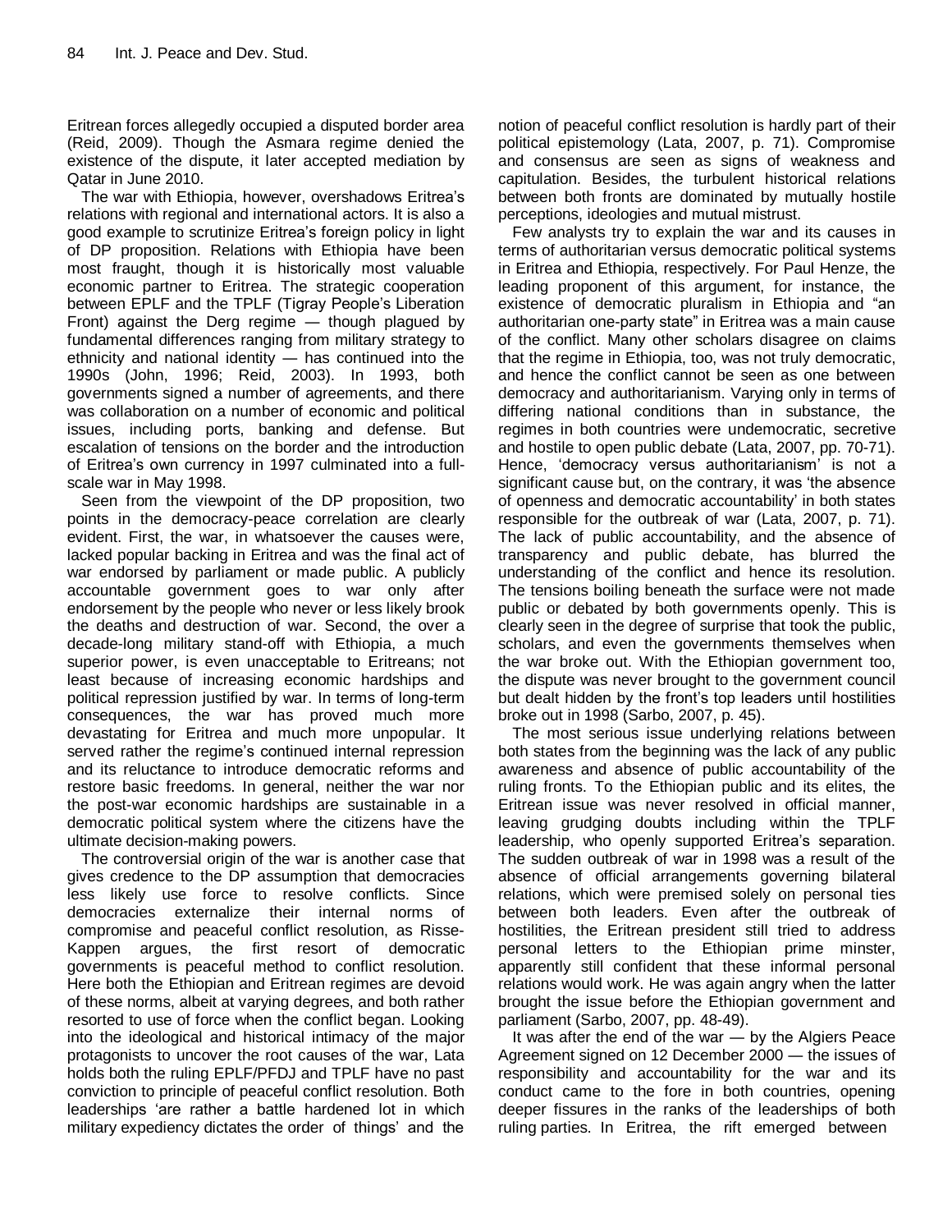Eritrean forces allegedly occupied a disputed border area (Reid, 2009). Though the Asmara regime denied the existence of the dispute, it later accepted mediation by Qatar in June 2010.

The war with Ethiopia, however, overshadows Eritrea's relations with regional and international actors. It is also a good example to scrutinize Eritrea's foreign policy in light of DP proposition. Relations with Ethiopia have been most fraught, though it is historically most valuable economic partner to Eritrea. The strategic cooperation between EPLF and the TPLF (Tigray People's Liberation Front) against the Derg regime — though plagued by fundamental differences ranging from military strategy to ethnicity and national identity — has continued into the 1990s (John, 1996; Reid, 2003). In 1993, both governments signed a number of agreements, and there was collaboration on a number of economic and political issues, including ports, banking and defense. But escalation of tensions on the border and the introduction of Eritrea's own currency in 1997 culminated into a full-scale war in May 1998.

Seen from the viewpoint of the DP proposition, two points in the democracy-peace correlation are clearly evident. First, the war, in whatsoever the causes were, lacked popular backing in Eritrea and was the final act of war endorsed by parliament or made public. A publicly accountable government goes to war only after endorsement by the people who never or less likely brook the deaths and destruction of war. Second, the over a decade-long military stand-off with Ethiopia, a much superior power, is even unacceptable to Eritreans; not least because of increasing economic hardships and political repression justified by war. In terms of long-term consequences, the war has proved much more devastating for Eritrea and much more unpopular. It served rather the regime's continued internal repression and its reluctance to introduce democratic reforms and restore basic freedoms. In general, neither the war nor the post-war economic hardships are sustainable in a democratic political system where the citizens have the ultimate decision-making powers.

The controversial origin of the war is another case that gives credence to the DP assumption that democracies less likely use force to resolve conflicts. Since democracies externalize their internal norms of compromise and peaceful conflict resolution, as Risse-Kappen argues, the first resort of democratic governments is peaceful method to conflict resolution. Here both the Ethiopian and Eritrean regimes are devoid of these norms, albeit at varying degrees, and both rather resorted to use of force when the conflict began. Looking into the ideological and historical intimacy of the major protagonists to uncover the root causes of the war, Lata holds both the ruling EPLF/PFDJ and TPLF have no past conviction to principle of peaceful conflict resolution. Both leaderships 'are rather a battle hardened lot in which military expediency dictates the order of things' and the notion of peaceful conflict resolution is hardly part of their political epistemology (Lata, 2007, p. 71). Compromise and consensus are seen as signs of weakness and capitulation. Besides, the turbulent historical relations between both fronts are dominated by mutually hostile perceptions, ideologies and mutual mistrust.

Few analysts try to explain the war and its causes in terms of authoritarian versus democratic political systems in Eritrea and Ethiopia, respectively. For Paul Henze, the leading proponent of this argument, for instance, the existence of democratic pluralism in Ethiopia and "an authoritarian one-party state" in Eritrea was a main cause of the conflict. Many other scholars disagree on claims that the regime in Ethiopia, too, was not truly democratic, and hence the conflict cannot be seen as one between democracy and authoritarianism. Varying only in terms of differing national conditions than in substance, the regimes in both countries were undemocratic, secretive and hostile to open public debate (Lata, 2007, pp. 70-71). Hence, 'democracy versus authoritarianism' is not a significant cause but, on the contrary, it was 'the absence of openness and democratic accountability' in both states responsible for the outbreak of war (Lata, 2007, p. 71). The lack of public accountability, and the absence of transparency and public debate, has blurred the understanding of the conflict and hence its resolution. The tensions boiling beneath the surface were not made public or debated by both governments openly. This is clearly seen in the degree of surprise that took the public, scholars, and even the governments themselves when the war broke out. With the Ethiopian government too, the dispute was never brought to the government council but dealt hidden by the front's top leaders until hostilities broke out in 1998 (Sarbo, 2007, p. 45).

The most serious issue underlying relations between both states from the beginning was the lack of any public awareness and absence of public accountability of the ruling fronts. To the Ethiopian public and its elites, the Eritrean issue was never resolved in official manner, leaving grudging doubts including within the TPLF leadership, who openly supported Eritrea's separation. The sudden outbreak of war in 1998 was a result of the absence of official arrangements governing bilateral relations, which were premised solely on personal ties between both leaders. Even after the outbreak of hostilities, the Eritrean president still tried to address personal letters to the Ethiopian prime minster, apparently still confident that these informal personal relations would work. He was again angry when the latter brought the issue before the Ethiopian government and parliament (Sarbo, 2007, pp. 48-49).

It was after the end of the war — by the Algiers Peace Agreement signed on 12 December 2000 — the issues of responsibility and accountability for the war and its conduct came to the fore in both countries, opening deeper fissures in the ranks of the leaderships of both ruling parties. In Eritrea, the rift emerged between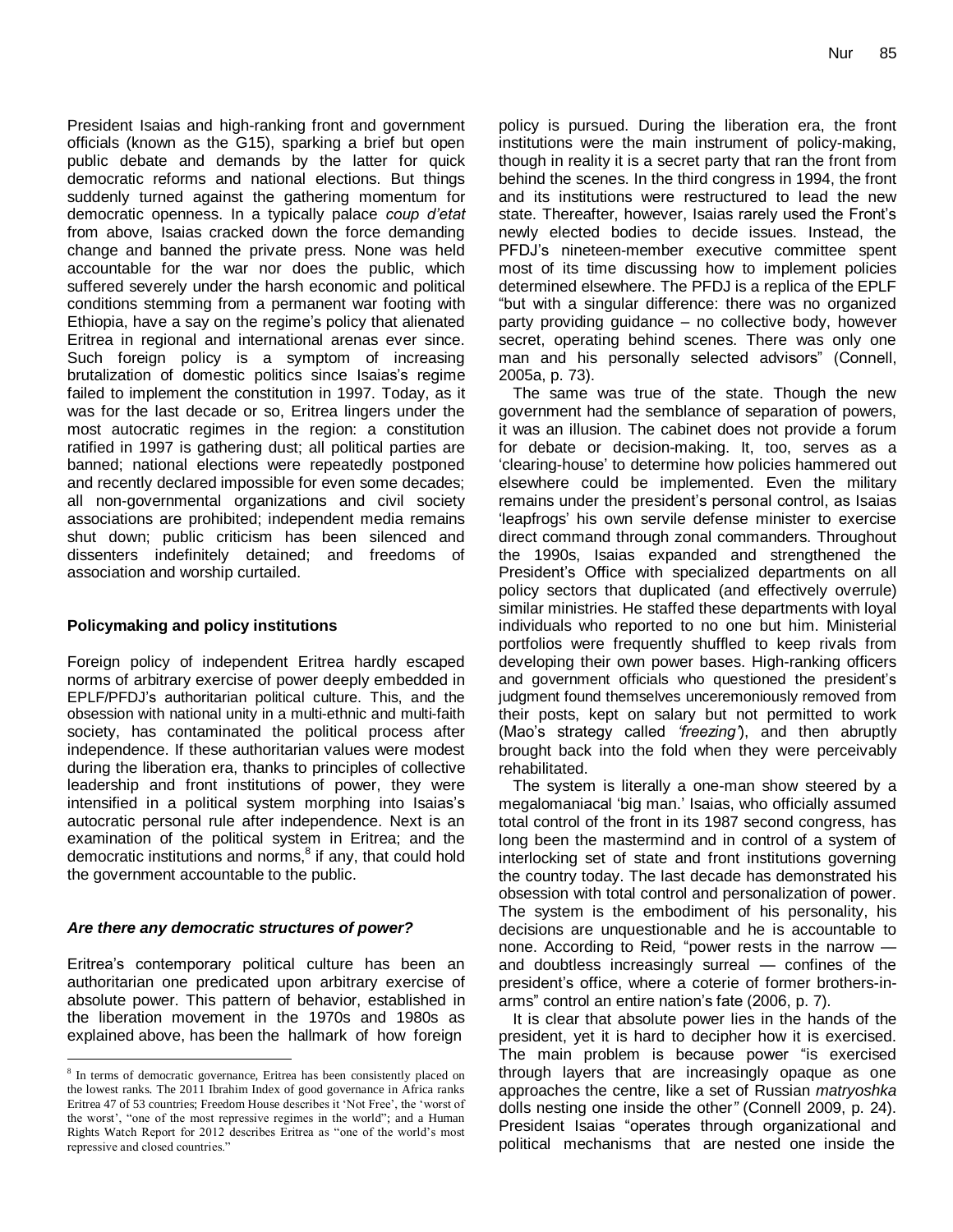President Isaias and high-ranking front and government officials (known as the G15), sparking a brief but open public debate and demands by the latter for quick democratic reforms and national elections. But things suddenly turned against the gathering momentum for democratic openness. In a typically palace *coup d'etat* from above, Isaias cracked down the force demanding change and banned the private press. None was held accountable for the war nor does the public, which suffered severely under the harsh economic and political conditions stemming from a permanent war footing with Ethiopia, have a say on the regime's policy that alienated Eritrea in regional and international arenas ever since. Such foreign policy is a symptom of increasing brutalization of domestic politics since Isaias's regime failed to implement the constitution in 1997. Today, as it was for the last decade or so, Eritrea lingers under the most autocratic regimes in the region: a constitution ratified in 1997 is gathering dust; all political parties are banned; national elections were repeatedly postponed and recently declared impossible for even some decades; all non-governmental organizations and civil society associations are prohibited; independent media remains shut down; public criticism has been silenced and dissenters indefinitely detained; and freedoms of association and worship curtailed.

**Policymaking and policy institutions**

Foreign policy of independent Eritrea hardly escaped norms of arbitrary exercise of power deeply embedded in EPLF/PFDJ's authoritarian political culture. This, and the obsession with national unity in a multi-ethnic and multi-faith society, has contaminated the political process after independence. If these authoritarian values were modest during the liberation era, thanks to principles of collective leadership and front institutions of power, they were intensified in a political system morphing into Isaias's autocratic personal rule after independence. Next is an examination of the political system in Eritrea; and the democratic institutions and norms,[8] if any, that could hold the government accountable to the public.

***Are there any democratic structures of power?***

Eritrea's contemporary political culture has been an authoritarian one predicated upon arbitrary exercise of absolute power. This pattern of behavior, established in the liberation movement in the 1970s and 1980s as explained above, has been the hallmark of how foreign policy is pursued. During the liberation era, the front institutions were the main instrument of policy-making, though in reality it is a secret party that ran the front from behind the scenes. In the third congress in 1994, the front and its institutions were restructured to lead the new state. Thereafter, however, Isaias rarely used the Front's newly elected bodies to decide issues. Instead, the PFDJ's nineteen-member executive committee spent most of its time discussing how to implement policies determined elsewhere. The PFDJ is a replica of the EPLF "but with a singular difference: there was no organized party providing guidance – no collective body, however secret, operating behind scenes. There was only one man and his personally selected advisors" (Connell, 2005a, p. 73).

The same was true of the state. Though the new government had the semblance of separation of powers, it was an illusion. The cabinet does not provide a forum for debate or decision-making. It, too, serves as a 'clearing-house' to determine how policies hammered out elsewhere could be implemented. Even the military remains under the president's personal control, as Isaias 'leapfrogs' his own servile defense minister to exercise direct command through zonal commanders. Throughout the 1990s, Isaias expanded and strengthened the President's Office with specialized departments on all policy sectors that duplicated (and effectively overrule) similar ministries. He staffed these departments with loyal individuals who reported to no one but him. Ministerial portfolios were frequently shuffled to keep rivals from developing their own power bases. High-ranking officers and government officials who questioned the president's judgment found themselves unceremoniously removed from their posts, kept on salary but not permitted to work (Mao's strategy called *'freezing'*), and then abruptly brought back into the fold when they were perceivably rehabilitated.

The system is literally a one-man show steered by a megalomaniacal 'big man.' Isaias, who officially assumed total control of the front in its 1987 second congress, has long been the mastermind and in control of a system of interlocking set of state and front institutions governing the country today. The last decade has demonstrated his obsession with total control and personalization of power. The system is the embodiment of his personality, his decisions are unquestionable and he is accountable to none. According to Reid*,* "power rests in the narrow — and doubtless increasingly surreal — confines of the president's office, where a coterie of former brothers-in-arms" control an entire nation's fate (2006, p. 7).

It is clear that absolute power lies in the hands of the president, yet it is hard to decipher how it is exercised. The main problem is because power "is exercised through layers that are increasingly opaque as one approaches the centre, like a set of Russian *matryoshka* dolls nesting one inside the other*"* (Connell 2009, p. 24). President Isaias "operates through organizational and political mechanisms that are nested one inside the

[8] In terms of democratic governance, Eritrea has been consistently placed on the lowest ranks. The 2011 Ibrahim Index of good governance in Africa ranks Eritrea 47 of 53 countries; Freedom House describes it 'Not Free', the 'worst of the worst', "one of the most repressive regimes in the world"; and a Human Rights Watch Report for 2012 describes Eritrea as "one of the world's most repressive and closed countries."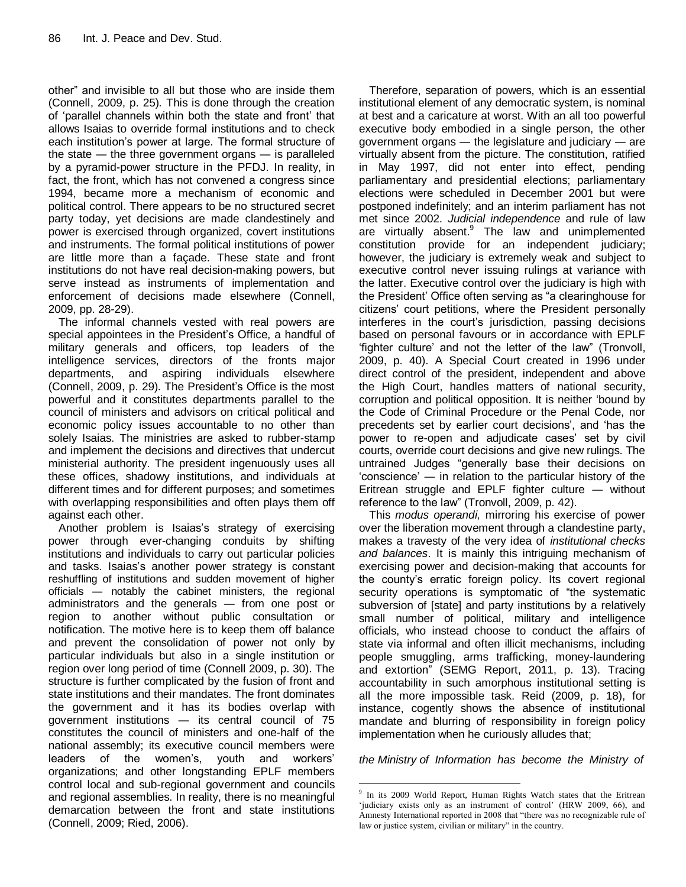other" and invisible to all but those who are inside them (Connell, 2009, p. 25). This is done through the creation of 'parallel channels within both the state and front' that allows Isaias to override formal institutions and to check each institution's power at large. The formal structure of the state — the three government organs — is paralleled by a pyramid-power structure in the PFDJ. In reality, in fact, the front, which has not convened a congress since 1994, became more a mechanism of economic and political control. There appears to be no structured secret party today, yet decisions are made clandestinely and power is exercised through organized, covert institutions and instruments. The formal political institutions of power are little more than a façade. These state and front institutions do not have real decision-making powers, but serve instead as instruments of implementation and enforcement of decisions made elsewhere (Connell, 2009, pp. 28-29).

The informal channels vested with real powers are special appointees in the President's Office, a handful of military generals and officers, top leaders of the intelligence services, directors of the fronts major departments, and aspiring individuals elsewhere (Connell, 2009, p. 29). The President's Office is the most powerful and it constitutes departments parallel to the council of ministers and advisors on critical political and economic policy issues accountable to no other than solely Isaias. The ministries are asked to rubber-stamp and implement the decisions and directives that undercut ministerial authority. The president ingenuously uses all these offices, shadowy institutions, and individuals at different times and for different purposes; and sometimes with overlapping responsibilities and often plays them off against each other.

Another problem is Isaias's strategy of exercising power through ever-changing conduits by shifting institutions and individuals to carry out particular policies and tasks. Isaias's another power strategy is constant reshuffling of institutions and sudden movement of higher officials — notably the cabinet ministers, the regional administrators and the generals — from one post or region to another without public consultation or notification. The motive here is to keep them off balance and prevent the consolidation of power not only by particular individuals but also in a single institution or region over long period of time (Connell 2009, p. 30). The structure is further complicated by the fusion of front and state institutions and their mandates. The front dominates the government and it has its bodies overlap with government institutions — its central council of 75 constitutes the council of ministers and one-half of the national assembly; its executive council members were leaders of the women's, youth and workers' organizations; and other longstanding EPLF members control local and sub-regional government and councils and regional assemblies. In reality, there is no meaningful demarcation between the front and state institutions (Connell, 2009; Ried, 2006).

Therefore, separation of powers, which is an essential institutional element of any democratic system, is nominal at best and a caricature at worst. With an all too powerful executive body embodied in a single person, the other government organs — the legislature and judiciary — are virtually absent from the picture. The constitution, ratified in May 1997, did not enter into effect, pending parliamentary and presidential elections; parliamentary elections were scheduled in December 2001 but were postponed indefinitely; and an interim parliament has not met since 2002. *Judicial independence* and rule of law are virtually absent.[9] The law and unimplemented constitution provide for an independent judiciary; however, the judiciary is extremely weak and subject to executive control never issuing rulings at variance with the latter. Executive control over the judiciary is high with the President' Office often serving as "a clearinghouse for citizens' court petitions, where the President personally interferes in the court's jurisdiction, passing decisions based on personal favours or in accordance with EPLF 'fighter culture' and not the letter of the law" (Tronvoll, 2009, p. 40). A Special Court created in 1996 under direct control of the president, independent and above the High Court, handles matters of national security, corruption and political opposition. It is neither 'bound by the Code of Criminal Procedure or the Penal Code, nor precedents set by earlier court decisions', and 'has the power to re-open and adjudicate cases' set by civil courts, override court decisions and give new rulings. The untrained Judges "generally base their decisions on 'conscience' — in relation to the particular history of the Eritrean struggle and EPLF fighter culture — without reference to the law" (Tronvoll, 2009, p. 42).

This *modus operandi,* mirroring his exercise of power over the liberation movement through a clandestine party, makes a travesty of the very idea of *institutional checks and balances*. It is mainly this intriguing mechanism of exercising power and decision-making that accounts for the county's erratic foreign policy. Its covert regional security operations is symptomatic of "the systematic subversion of [state] and party institutions by a relatively small number of political, military and intelligence officials, who instead choose to conduct the affairs of state via informal and often illicit mechanisms, including people smuggling, arms trafficking, money-laundering and extortion" (SEMG Report, 2011, p. 13). Tracing accountability in such amorphous institutional setting is all the more impossible task. Reid (2009, p. 18), for instance, cogently shows the absence of institutional mandate and blurring of responsibility in foreign policy implementation when he curiously alludes that;

*the Ministry of Information has become the Ministry of*

---

[9] In its 2009 World Report, Human Rights Watch states that the Eritrean 'judiciary exists only as an instrument of control' (HRW 2009, 66), and Amnesty International reported in 2008 that "there was no recognizable rule of law or justice system, civilian or military" in the country.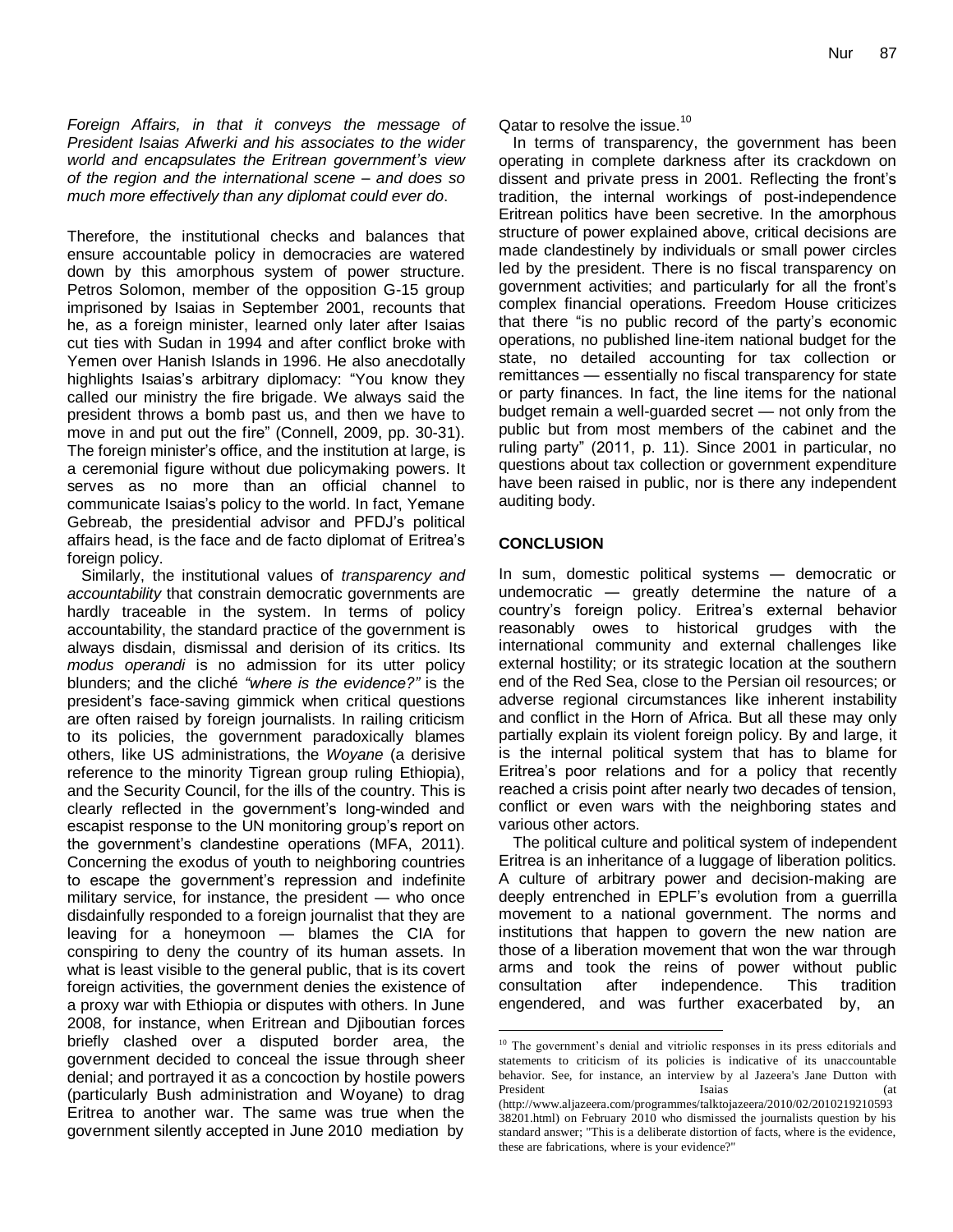*Foreign Affairs, in that it conveys the message of President Isaias Afwerki and his associates to the wider world and encapsulates the Eritrean government's view of the region and the international scene – and does so much more effectively than any diplomat could ever do*.

Therefore, the institutional checks and balances that ensure accountable policy in democracies are watered down by this amorphous system of power structure. Petros Solomon, member of the opposition G-15 group imprisoned by Isaias in September 2001, recounts that he, as a foreign minister, learned only later after Isaias cut ties with Sudan in 1994 and after conflict broke with Yemen over Hanish Islands in 1996. He also anecdotally highlights Isaias's arbitrary diplomacy: "You know they called our ministry the fire brigade. We always said the president throws a bomb past us, and then we have to move in and put out the fire" (Connell, 2009, pp. 30-31). The foreign minister's office, and the institution at large, is a ceremonial figure without due policymaking powers. It serves as no more than an official channel to communicate Isaias's policy to the world. In fact, Yemane Gebreab, the presidential advisor and PFDJ's political affairs head, is the face and de facto diplomat of Eritrea's foreign policy.

Similarly, the institutional values of *transparency and accountability* that constrain democratic governments are hardly traceable in the system. In terms of policy accountability, the standard practice of the government is always disdain, dismissal and derision of its critics. Its *modus operandi* is no admission for its utter policy blunders; and the cliché *"where is the evidence?"* is the president's face-saving gimmick when critical questions are often raised by foreign journalists. In railing criticism to its policies, the government paradoxically blames others, like US administrations, the *Woyane* (a derisive reference to the minority Tigrean group ruling Ethiopia), and the Security Council, for the ills of the country. This is clearly reflected in the government's long-winded and escapist response to the UN monitoring group's report on the government's clandestine operations (MFA, 2011). Concerning the exodus of youth to neighboring countries to escape the government's repression and indefinite military service, for instance, the president — who once disdainfully responded to a foreign journalist that they are leaving for a honeymoon — blames the CIA for conspiring to deny the country of its human assets. In what is least visible to the general public, that is its covert foreign activities, the government denies the existence of a proxy war with Ethiopia or disputes with others. In June 2008, for instance, when Eritrean and Djiboutian forces briefly clashed over a disputed border area, the government decided to conceal the issue through sheer denial; and portrayed it as a concoction by hostile powers (particularly Bush administration and Woyane) to drag Eritrea to another war. The same was true when the government silently accepted in June 2010 mediation by Qatar to resolve the issue.[10]

In terms of transparency, the government has been operating in complete darkness after its crackdown on dissent and private press in 2001. Reflecting the front's tradition, the internal workings of post-independence Eritrean politics have been secretive. In the amorphous structure of power explained above, critical decisions are made clandestinely by individuals or small power circles led by the president. There is no fiscal transparency on government activities; and particularly for all the front's complex financial operations. Freedom House criticizes that there "is no public record of the party's economic operations, no published line-item national budget for the state, no detailed accounting for tax collection or remittances — essentially no fiscal transparency for state or party finances. In fact, the line items for the national budget remain a well-guarded secret — not only from the public but from most members of the cabinet and the ruling party" (2011, p. 11). Since 2001 in particular, no questions about tax collection or government expenditure have been raised in public, nor is there any independent auditing body.

## CONCLUSION

In sum, domestic political systems — democratic or undemocratic — greatly determine the nature of a country's foreign policy. Eritrea's external behavior reasonably owes to historical grudges with the international community and external challenges like external hostility; or its strategic location at the southern end of the Red Sea, close to the Persian oil resources; or adverse regional circumstances like inherent instability and conflict in the Horn of Africa. But all these may only partially explain its violent foreign policy. By and large, it is the internal political system that has to blame for Eritrea's poor relations and for a policy that recently reached a crisis point after nearly two decades of tension, conflict or even wars with the neighboring states and various other actors.

The political culture and political system of independent Eritrea is an inheritance of a luggage of liberation politics. A culture of arbitrary power and decision-making are deeply entrenched in EPLF's evolution from a guerrilla movement to a national government. The norms and institutions that happen to govern the new nation are those of a liberation movement that won the war through arms and took the reins of power without public consultation after independence. This tradition engendered, and was further exacerbated by, an

[10] The government's denial and vitriolic responses in its press editorials and statements to criticism of its policies is indicative of its unaccountable behavior. See, for instance, an interview by al Jazeera's Jane Dutton with President Isaias (at (http://www.aljazeera.com/programmes/talktojazeera/2010/02/2010219210593 38201.html) on February 2010 who dismissed the journalists question by his standard answer; "This is a deliberate distortion of facts, where is the evidence, these are fabrications, where is your evidence?"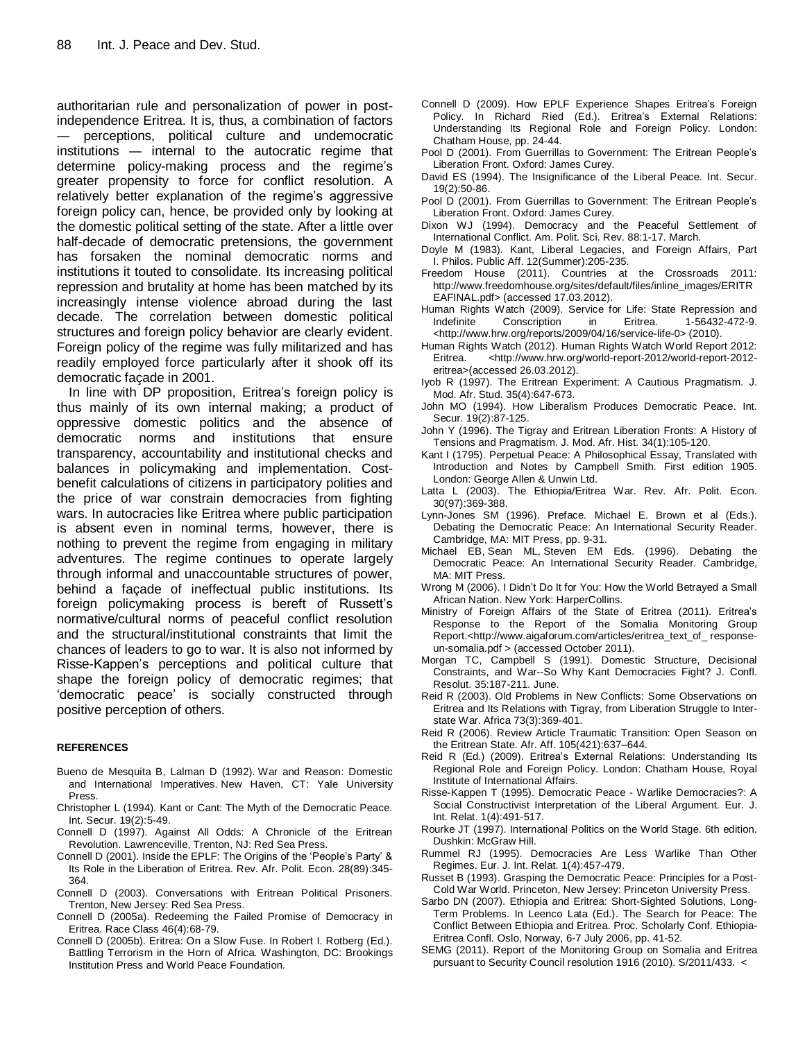authoritarian rule and personalization of power in post-independence Eritrea. It is, thus, a combination of factors — perceptions, political culture and undemocratic institutions — internal to the autocratic regime that determine policy-making process and the regime's greater propensity to force for conflict resolution. A relatively better explanation of the regime's aggressive foreign policy can, hence, be provided only by looking at the domestic political setting of the state. After a little over half-decade of democratic pretensions, the government has forsaken the nominal democratic norms and institutions it touted to consolidate. Its increasing political repression and brutality at home has been matched by its increasingly intense violence abroad during the last decade. The correlation between domestic political structures and foreign policy behavior are clearly evident. Foreign policy of the regime was fully militarized and has readily employed force particularly after it shook off its democratic façade in 2001.

In line with DP proposition, Eritrea's foreign policy is thus mainly of its own internal making; a product of oppressive domestic politics and the absence of democratic norms and institutions that ensure transparency, accountability and institutional checks and balances in policymaking and implementation. Cost-benefit calculations of citizens in participatory polities and the price of war constrain democracies from fighting wars. In autocracies like Eritrea where public participation is absent even in nominal terms, however, there is nothing to prevent the regime from engaging in military adventures. The regime continues to operate largely through informal and unaccountable structures of power, behind a façade of ineffectual public institutions. Its foreign policymaking process is bereft of Russett's normative/cultural norms of peaceful conflict resolution and the structural/institutional constraints that limit the chances of leaders to go to war. It is also not informed by Risse-Kappen's perceptions and political culture that shape the foreign policy of democratic regimes; that 'democratic peace' is socially constructed through positive perception of others.

## REFERENCES

Bueno de Mesquita B, Lalman D (1992). War and Reason: Domestic and International Imperatives. New Haven, CT: Yale University Press.

Christopher L (1994). Kant or Cant: The Myth of the Democratic Peace. Int. Secur. 19(2):5-49.

Connell D (1997). Against All Odds: A Chronicle of the Eritrean Revolution. Lawrenceville, Trenton, NJ: Red Sea Press.

Connell D (2001). Inside the EPLF: The Origins of the 'People's Party' & Its Role in the Liberation of Eritrea. Rev. Afr. Polit. Econ. 28(89):345-364.

Connell D (2003). Conversations with Eritrean Political Prisoners. Trenton, New Jersey: Red Sea Press.

Connell D (2005a). Redeeming the Failed Promise of Democracy in Eritrea. Race Class 46(4):68-79.

Connell D (2005b). Eritrea: On a Slow Fuse. In Robert I. Rotberg (Ed.). Battling Terrorism in the Horn of Africa. Washington, DC: Brookings Institution Press and World Peace Foundation.

Connell D (2009). How EPLF Experience Shapes Eritrea's Foreign Policy. In Richard Ried (Ed.). Eritrea's External Relations: Understanding Its Regional Role and Foreign Policy. London: Chatham House, pp. 24-44.

Pool D (2001). From Guerrillas to Government: The Eritrean People's Liberation Front. Oxford: James Curey.

David ES (1994). The Insignificance of the Liberal Peace. Int. Secur. 19(2):50-86.

Pool D (2001). From Guerrillas to Government: The Eritrean People's Liberation Front. Oxford: James Curey.

Dixon WJ (1994). Democracy and the Peaceful Settlement of International Conflict. Am. Polit. Sci. Rev. 88:1-17. March.

Doyle M (1983). Kant, Liberal Legacies, and Foreign Affairs, Part I. Philos. Public Aff. 12(Summer):205-235.

Freedom House (2011). Countries at the Crossroads 2011: http://www.freedomhouse.org/sites/default/files/inline_images/ERITREAFINAL.pdf> (accessed 17.03.2012).

Human Rights Watch (2009). Service for Life: State Repression and Indefinite Conscription in Eritrea. 1-56432-472-9. <http://www.hrw.org/reports/2009/04/16/service-life-0> (2010).

Human Rights Watch (2012). Human Rights Watch World Report 2012: Eritrea. <http://www.hrw.org/world-report-2012/world-report-2012-eritrea>(accessed 26.03.2012).

Iyob R (1997). The Eritrean Experiment: A Cautious Pragmatism. J. Mod. Afr. Stud. 35(4):647-673.

John MO (1994). How Liberalism Produces Democratic Peace. Int. Secur. 19(2):87-125.

John Y (1996). The Tigray and Eritrean Liberation Fronts: A History of Tensions and Pragmatism. J. Mod. Afr. Hist. 34(1):105-120.

Kant I (1795). Perpetual Peace: A Philosophical Essay, Translated with Introduction and Notes by Campbell Smith. First edition 1905. London: George Allen & Unwin Ltd.

Latta L (2003). The Ethiopia/Eritrea War. Rev. Afr. Polit. Econ. 30(97):369-388.

Lynn-Jones SM (1996). Preface. Michael E. Brown et al (Eds.). Debating the Democratic Peace: An International Security Reader. Cambridge, MA: MIT Press, pp. 9-31.

Michael EB, Sean ML, Steven EM Eds. (1996). Debating the Democratic Peace: An International Security Reader. Cambridge, MA: MIT Press.

Wrong M (2006). I Didn't Do It for You: How the World Betrayed a Small African Nation. New York: HarperCollins.

Ministry of Foreign Affairs of the State of Eritrea (2011). Eritrea's Response to the Report of the Somalia Monitoring Group Report.<http://www.aigaforum.com/articles/eritrea_text_of_ response-un-somalia.pdf > (accessed October 2011).

Morgan TC, Campbell S (1991). Domestic Structure, Decisional Constraints, and War--So Why Kant Democracies Fight? J. Confl. Resolut. 35:187-211. June.

Reid R (2003). Old Problems in New Conflicts: Some Observations on Eritrea and Its Relations with Tigray, from Liberation Struggle to Inter-state War. Africa 73(3):369-401.

Reid R (2006). Review Article Traumatic Transition: Open Season on the Eritrean State. Afr. Aff. 105(421):637–644.

Reid R (Ed.) (2009). Eritrea's External Relations: Understanding Its Regional Role and Foreign Policy. London: Chatham House, Royal Institute of International Affairs.

Risse-Kappen T (1995). Democratic Peace - Warlike Democracies?: A Social Constructivist Interpretation of the Liberal Argument. Eur. J. Int. Relat. 1(4):491-517.

Rourke JT (1997). International Politics on the World Stage. 6th edition. Dushkin: McGraw Hill.

Rummel RJ (1995). Democracies Are Less Warlike Than Other Regimes. Eur. J. Int. Relat. 1(4):457-479.

Russet B (1993). Grasping the Democratic Peace: Principles for a Post-Cold War World. Princeton, New Jersey: Princeton University Press.

Sarbo DN (2007). Ethiopia and Eritrea: Short-Sighted Solutions, Long-Term Problems. In Leenco Lata (Ed.). The Search for Peace: The Conflict Between Ethiopia and Eritrea. Proc. Scholarly Conf. Ethiopia-Eritrea Confl. Oslo, Norway, 6-7 July 2006, pp. 41-52.

SEMG (2011). Report of the Monitoring Group on Somalia and Eritrea pursuant to Security Council resolution 1916 (2010). S/2011/433. <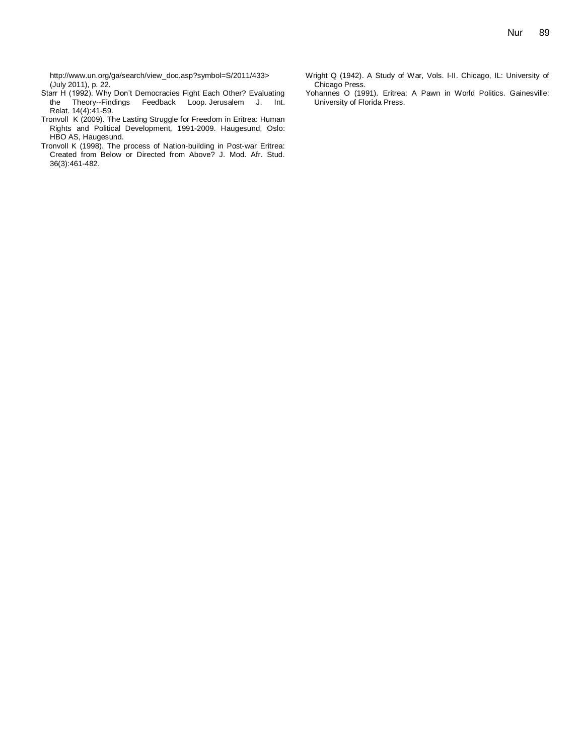http://www.un.org/ga/search/view_doc.asp?symbol=S/2011/433> (July 2011), p. 22.

Starr H (1992). Why Don't Democracies Fight Each Other? Evaluating the Theory--Findings Feedback Loop. Jerusalem J. Int. Relat. 14(4):41-59.

Tronvoll K (2009). The Lasting Struggle for Freedom in Eritrea: Human Rights and Political Development, 1991-2009. Haugesund, Oslo: HBO AS, Haugesund.

Tronvoll K (1998). The process of Nation-building in Post-war Eritrea: Created from Below or Directed from Above? J. Mod. Afr. Stud. 36(3):461-482.

Wright Q (1942). A Study of War, Vols. I-II. Chicago, IL: University of Chicago Press.

Yohannes O (1991). Eritrea: A Pawn in World Politics. Gainesville: University of Florida Press.